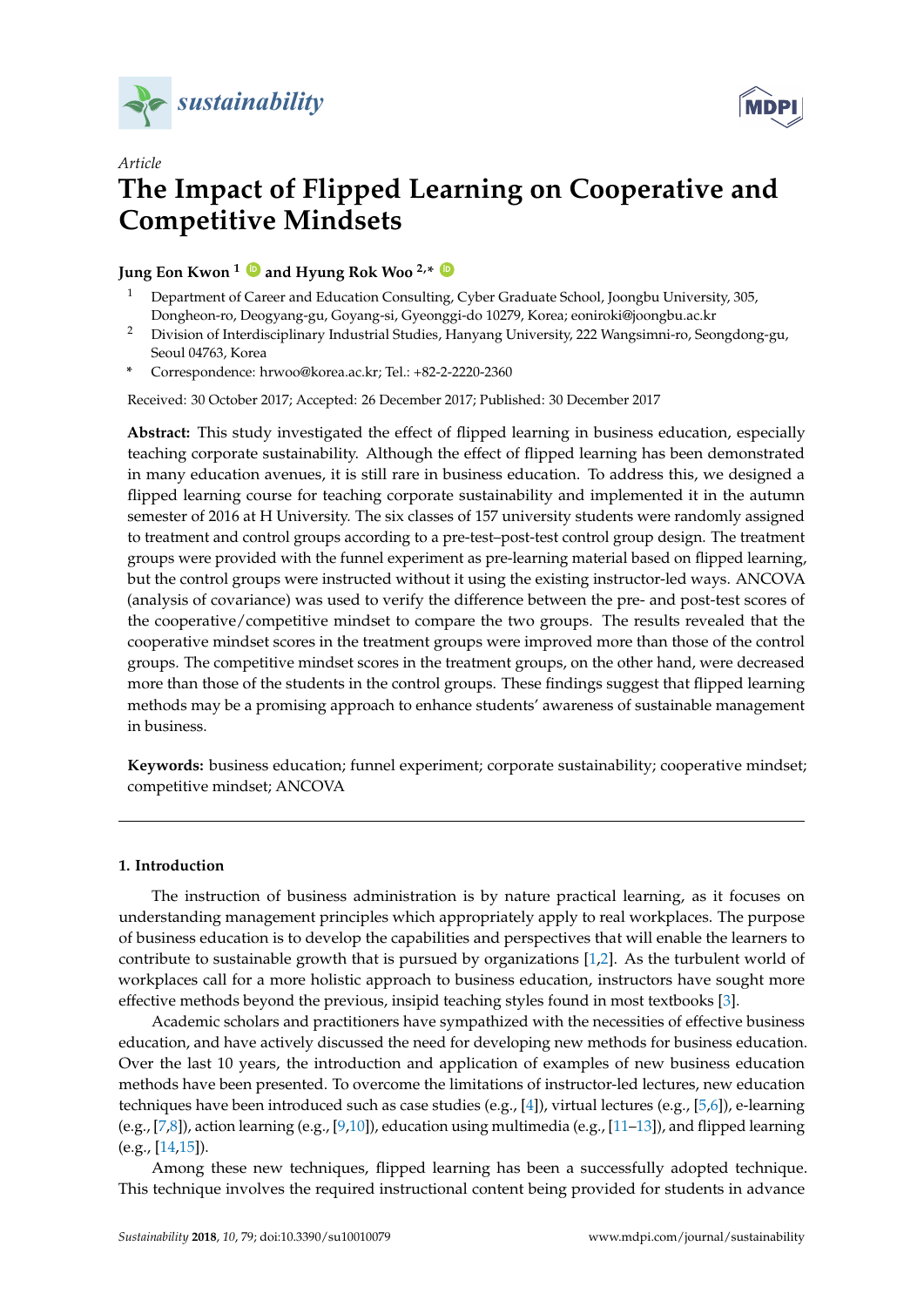*sustainability*

Article

# The Impact of Flipped Learning on Cooperative and Competitive Mindsets

**Jung Eon Kwon [1] and Hyung Rok Woo [2,*]**

[1] Department of Career and Education Consulting, Cyber Graduate School, Joongbu University, 305, Dongheon-ro, Deogyang-gu, Goyang-si, Gyeonggi-do 10279, Korea; eoniroki@joongbu.ac.kr

[2] Division of Interdisciplinary Industrial Studies, Hanyang University, 222 Wangsimni-ro, Seongdong-gu, Seoul 04763, Korea

\* Correspondence: hrwoo@korea.ac.kr; Tel.: +82-2-2220-2360

Received: 30 October 2017; Accepted: 26 December 2017; Published: 30 December 2017

**Abstract:** This study investigated the effect of flipped learning in business education, especially teaching corporate sustainability. Although the effect of flipped learning has been demonstrated in many education avenues, it is still rare in business education. To address this, we designed a flipped learning course for teaching corporate sustainability and implemented it in the autumn semester of 2016 at H University. The six classes of 157 university students were randomly assigned to treatment and control groups according to a pre-test–post-test control group design. The treatment groups were provided with the funnel experiment as pre-learning material based on flipped learning, but the control groups were instructed without it using the existing instructor-led ways. ANCOVA (analysis of covariance) was used to verify the difference between the pre- and post-test scores of the cooperative/competitive mindset to compare the two groups. The results revealed that the cooperative mindset scores in the treatment groups were improved more than those of the control groups. The competitive mindset scores in the treatment groups, on the other hand, were decreased more than those of the students in the control groups. These findings suggest that flipped learning methods may be a promising approach to enhance students' awareness of sustainable management in business.

**Keywords:** business education; funnel experiment; corporate sustainability; cooperative mindset; competitive mindset; ANCOVA

## 1. Introduction

The instruction of business administration is by nature practical learning, as it focuses on understanding management principles which appropriately apply to real workplaces. The purpose of business education is to develop the capabilities and perspectives that will enable the learners to contribute to sustainable growth that is pursued by organizations [1,2]. As the turbulent world of workplaces call for a more holistic approach to business education, instructors have sought more effective methods beyond the previous, insipid teaching styles found in most textbooks [3].

Academic scholars and practitioners have sympathized with the necessities of effective business education, and have actively discussed the need for developing new methods for business education. Over the last 10 years, the introduction and application of examples of new business education methods have been presented. To overcome the limitations of instructor-led lectures, new education techniques have been introduced such as case studies (e.g., [4]), virtual lectures (e.g., [5,6]), e-learning (e.g., [7,8]), action learning (e.g., [9,10]), education using multimedia (e.g., [11–13]), and flipped learning (e.g., [14,15]).

Among these new techniques, flipped learning has been a successfully adopted technique. This technique involves the required instructional content being provided for students in advance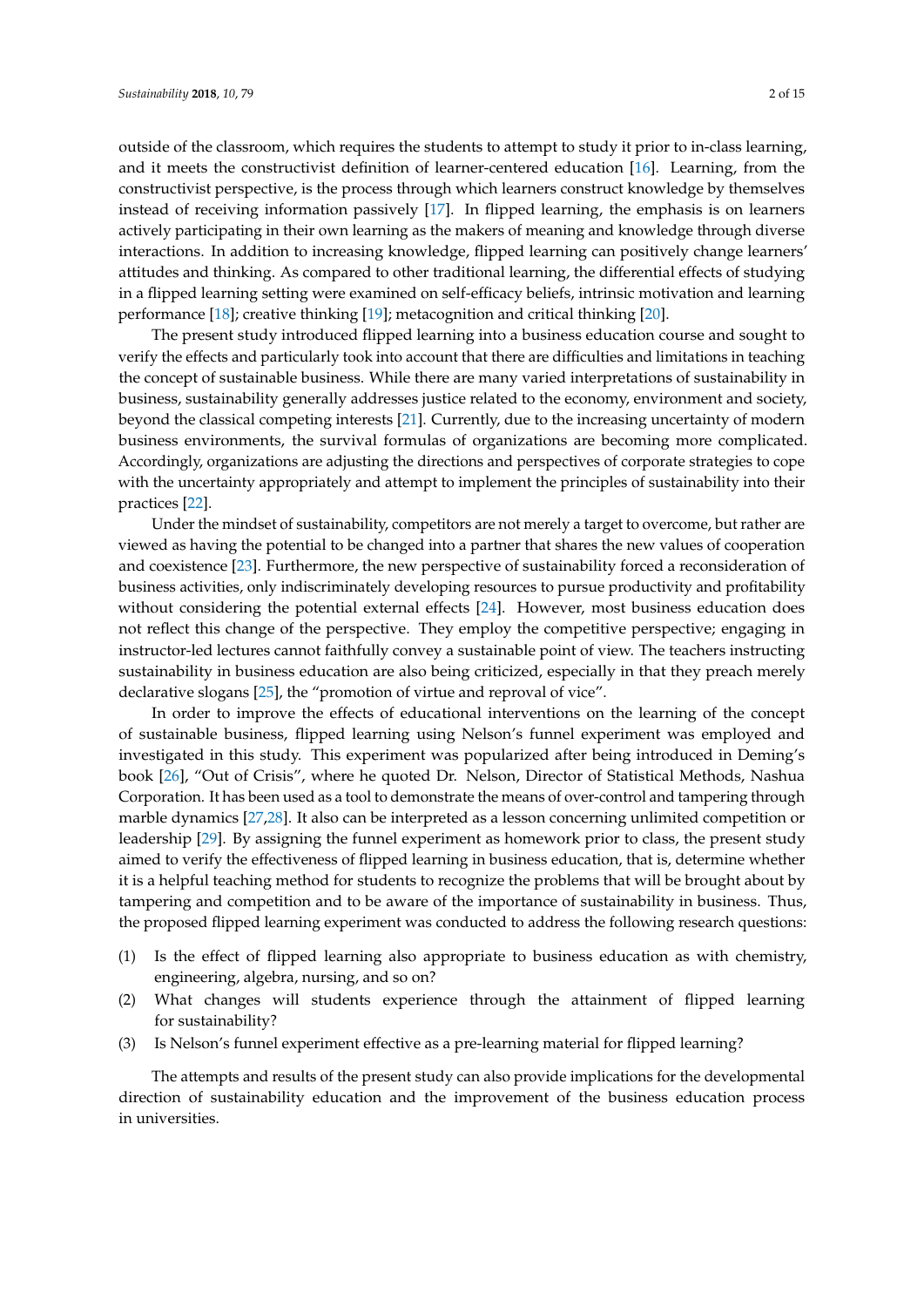outside of the classroom, which requires the students to attempt to study it prior to in-class learning, and it meets the constructivist definition of learner-centered education [16]. Learning, from the constructivist perspective, is the process through which learners construct knowledge by themselves instead of receiving information passively [17]. In flipped learning, the emphasis is on learners actively participating in their own learning as the makers of meaning and knowledge through diverse interactions. In addition to increasing knowledge, flipped learning can positively change learners' attitudes and thinking. As compared to other traditional learning, the differential effects of studying in a flipped learning setting were examined on self-efficacy beliefs, intrinsic motivation and learning performance [18]; creative thinking [19]; metacognition and critical thinking [20].

The present study introduced flipped learning into a business education course and sought to verify the effects and particularly took into account that there are difficulties and limitations in teaching the concept of sustainable business. While there are many varied interpretations of sustainability in business, sustainability generally addresses justice related to the economy, environment and society, beyond the classical competing interests [21]. Currently, due to the increasing uncertainty of modern business environments, the survival formulas of organizations are becoming more complicated. Accordingly, organizations are adjusting the directions and perspectives of corporate strategies to cope with the uncertainty appropriately and attempt to implement the principles of sustainability into their practices [22].

Under the mindset of sustainability, competitors are not merely a target to overcome, but rather are viewed as having the potential to be changed into a partner that shares the new values of cooperation and coexistence [23]. Furthermore, the new perspective of sustainability forced a reconsideration of business activities, only indiscriminately developing resources to pursue productivity and profitability without considering the potential external effects [24]. However, most business education does not reflect this change of the perspective. They employ the competitive perspective; engaging in instructor-led lectures cannot faithfully convey a sustainable point of view. The teachers instructing sustainability in business education are also being criticized, especially in that they preach merely declarative slogans [25], the "promotion of virtue and reproval of vice".

In order to improve the effects of educational interventions on the learning of the concept of sustainable business, flipped learning using Nelson's funnel experiment was employed and investigated in this study. This experiment was popularized after being introduced in Deming's book [26], "Out of Crisis", where he quoted Dr. Nelson, Director of Statistical Methods, Nashua Corporation. It has been used as a tool to demonstrate the means of over-control and tampering through marble dynamics [27,28]. It also can be interpreted as a lesson concerning unlimited competition or leadership [29]. By assigning the funnel experiment as homework prior to class, the present study aimed to verify the effectiveness of flipped learning in business education, that is, determine whether it is a helpful teaching method for students to recognize the problems that will be brought about by tampering and competition and to be aware of the importance of sustainability in business. Thus, the proposed flipped learning experiment was conducted to address the following research questions:

(1) Is the effect of flipped learning also appropriate to business education as with chemistry, engineering, algebra, nursing, and so on?
(2) What changes will students experience through the attainment of flipped learning for sustainability?
(3) Is Nelson's funnel experiment effective as a pre-learning material for flipped learning?

The attempts and results of the present study can also provide implications for the developmental direction of sustainability education and the improvement of the business education process in universities.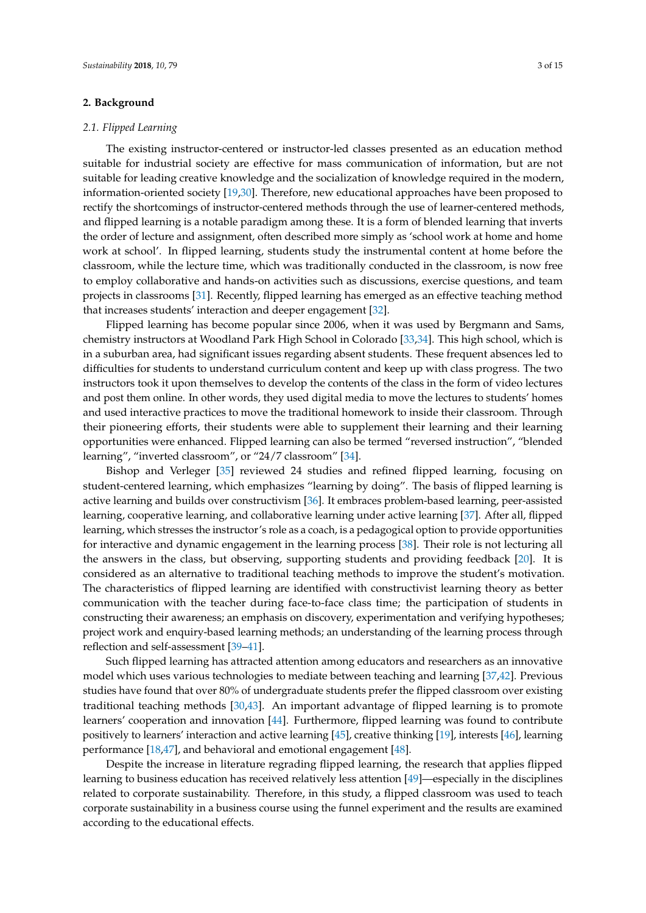## 2. Background

### 2.1. Flipped Learning

The existing instructor-centered or instructor-led classes presented as an education method suitable for industrial society are effective for mass communication of information, but are not suitable for leading creative knowledge and the socialization of knowledge required in the modern, information-oriented society [19,30]. Therefore, new educational approaches have been proposed to rectify the shortcomings of instructor-centered methods through the use of learner-centered methods, and flipped learning is a notable paradigm among these. It is a form of blended learning that inverts the order of lecture and assignment, often described more simply as 'school work at home and home work at school'. In flipped learning, students study the instrumental content at home before the classroom, while the lecture time, which was traditionally conducted in the classroom, is now free to employ collaborative and hands-on activities such as discussions, exercise questions, and team projects in classrooms [31]. Recently, flipped learning has emerged as an effective teaching method that increases students' interaction and deeper engagement [32].

Flipped learning has become popular since 2006, when it was used by Bergmann and Sams, chemistry instructors at Woodland Park High School in Colorado [33,34]. This high school, which is in a suburban area, had significant issues regarding absent students. These frequent absences led to difficulties for students to understand curriculum content and keep up with class progress. The two instructors took it upon themselves to develop the contents of the class in the form of video lectures and post them online. In other words, they used digital media to move the lectures to students' homes and used interactive practices to move the traditional homework to inside their classroom. Through their pioneering efforts, their students were able to supplement their learning and their learning opportunities were enhanced. Flipped learning can also be termed "reversed instruction", "blended learning", "inverted classroom", or "24/7 classroom" [34].

Bishop and Verleger [35] reviewed 24 studies and refined flipped learning, focusing on student-centered learning, which emphasizes "learning by doing". The basis of flipped learning is active learning and builds over constructivism [36]. It embraces problem-based learning, peer-assisted learning, cooperative learning, and collaborative learning under active learning [37]. After all, flipped learning, which stresses the instructor's role as a coach, is a pedagogical option to provide opportunities for interactive and dynamic engagement in the learning process [38]. Their role is not lecturing all the answers in the class, but observing, supporting students and providing feedback [20]. It is considered as an alternative to traditional teaching methods to improve the student's motivation. The characteristics of flipped learning are identified with constructivist learning theory as better communication with the teacher during face-to-face class time; the participation of students in constructing their awareness; an emphasis on discovery, experimentation and verifying hypotheses; project work and enquiry-based learning methods; an understanding of the learning process through reflection and self-assessment [39–41].

Such flipped learning has attracted attention among educators and researchers as an innovative model which uses various technologies to mediate between teaching and learning [37,42]. Previous studies have found that over 80% of undergraduate students prefer the flipped classroom over existing traditional teaching methods [30,43]. An important advantage of flipped learning is to promote learners' cooperation and innovation [44]. Furthermore, flipped learning was found to contribute positively to learners' interaction and active learning [45], creative thinking [19], interests [46], learning performance [18,47], and behavioral and emotional engagement [48].

Despite the increase in literature regrading flipped learning, the research that applies flipped learning to business education has received relatively less attention [49]—especially in the disciplines related to corporate sustainability. Therefore, in this study, a flipped classroom was used to teach corporate sustainability in a business course using the funnel experiment and the results are examined according to the educational effects.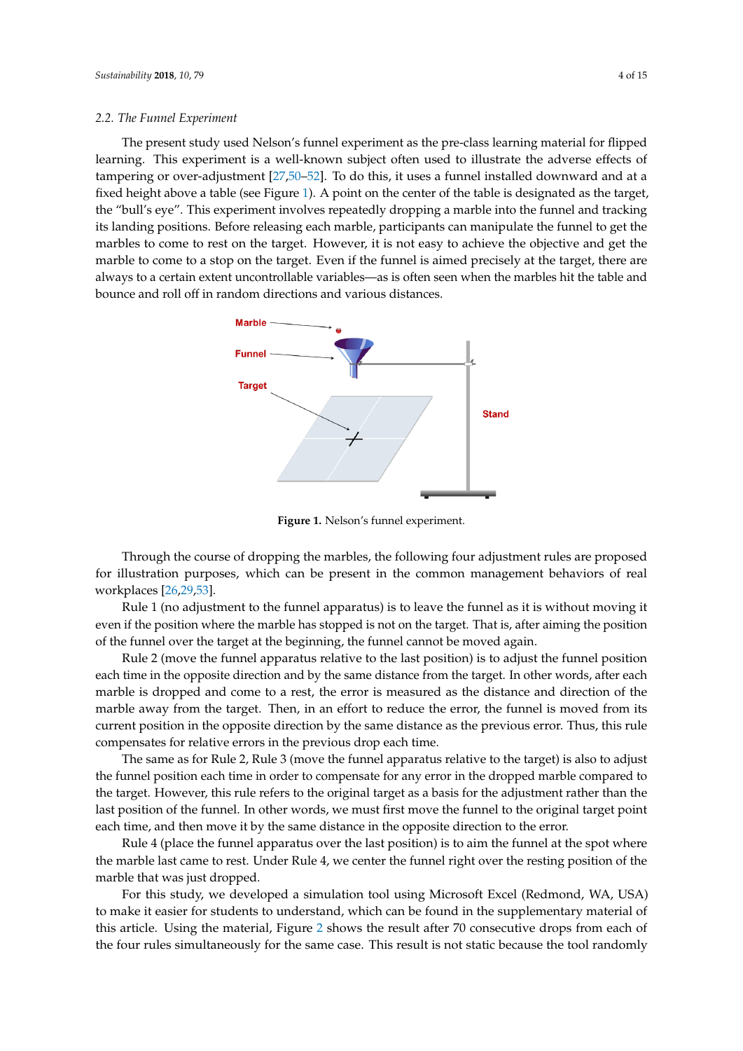### 2.2. The Funnel Experiment

The present study used Nelson's funnel experiment as the pre-class learning material for flipped learning. This experiment is a well-known subject often used to illustrate the adverse effects of tampering or over-adjustment [27,50–52]. To do this, it uses a funnel installed downward and at a fixed height above a table (see Figure 1). A point on the center of the table is designated as the target, the "bull's eye". This experiment involves repeatedly dropping a marble into the funnel and tracking its landing positions. Before releasing each marble, participants can manipulate the funnel to get the marbles to come to rest on the target. However, it is not easy to achieve the objective and get the marble to come to a stop on the target. Even if the funnel is aimed precisely at the target, there are always to a certain extent uncontrollable variables—as is often seen when the marbles hit the table and bounce and roll off in random directions and various distances.

**Figure 1.** Nelson's funnel experiment.

Through the course of dropping the marbles, the following four adjustment rules are proposed for illustration purposes, which can be present in the common management behaviors of real workplaces [26,29,53].

Rule 1 (no adjustment to the funnel apparatus) is to leave the funnel as it is without moving it even if the position where the marble has stopped is not on the target. That is, after aiming the position of the funnel over the target at the beginning, the funnel cannot be moved again.

Rule 2 (move the funnel apparatus relative to the last position) is to adjust the funnel position each time in the opposite direction and by the same distance from the target. In other words, after each marble is dropped and come to a rest, the error is measured as the distance and direction of the marble away from the target. Then, in an effort to reduce the error, the funnel is moved from its current position in the opposite direction by the same distance as the previous error. Thus, this rule compensates for relative errors in the previous drop each time.

The same as for Rule 2, Rule 3 (move the funnel apparatus relative to the target) is also to adjust the funnel position each time in order to compensate for any error in the dropped marble compared to the target. However, this rule refers to the original target as a basis for the adjustment rather than the last position of the funnel. In other words, we must first move the funnel to the original target point each time, and then move it by the same distance in the opposite direction to the error.

Rule 4 (place the funnel apparatus over the last position) is to aim the funnel at the spot where the marble last came to rest. Under Rule 4, we center the funnel right over the resting position of the marble that was just dropped.

For this study, we developed a simulation tool using Microsoft Excel (Redmond, WA, USA) to make it easier for students to understand, which can be found in the supplementary material of this article. Using the material, Figure 2 shows the result after 70 consecutive drops from each of the four rules simultaneously for the same case. This result is not static because the tool randomly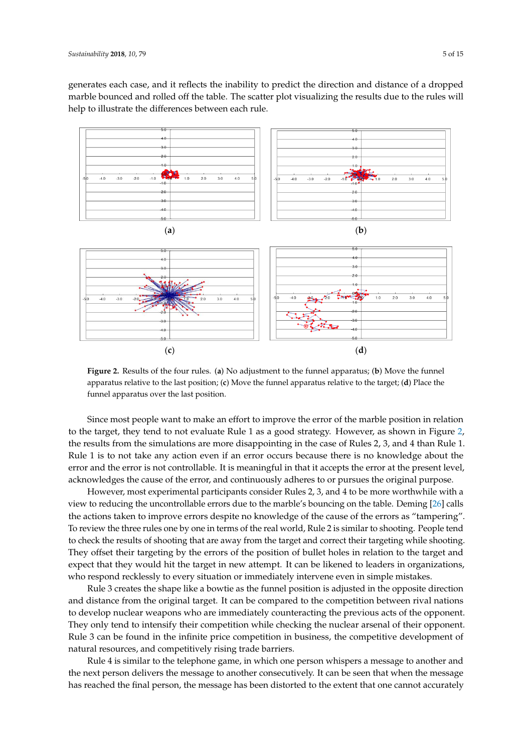generates each case, and it reflects the inability to predict the direction and distance of a dropped marble bounced and rolled off the table. The scatter plot visualizing the results due to the rules will help to illustrate the differences between each rule.

**Figure 2.** Results of the four rules. (**a**) No adjustment to the funnel apparatus; (**b**) Move the funnel apparatus relative to the last position; (**c**) Move the funnel apparatus relative to the target; (**d**) Place the funnel apparatus over the last position.

Since most people want to make an effort to improve the error of the marble position in relation to the target, they tend to not evaluate Rule 1 as a good strategy. However, as shown in Figure 2, the results from the simulations are more disappointing in the case of Rules 2, 3, and 4 than Rule 1. Rule 1 is to not take any action even if an error occurs because there is no knowledge about the error and the error is not controllable. It is meaningful in that it accepts the error at the present level, acknowledges the cause of the error, and continuously adheres to or pursues the original purpose.

However, most experimental participants consider Rules 2, 3, and 4 to be more worthwhile with a view to reducing the uncontrollable errors due to the marble's bouncing on the table. Deming [26] calls the actions taken to improve errors despite no knowledge of the cause of the errors as "tampering". To review the three rules one by one in terms of the real world, Rule 2 is similar to shooting. People tend to check the results of shooting that are away from the target and correct their targeting while shooting. They offset their targeting by the position of bullet holes in relation to the target and expect that they would hit the target in new attempt. It can be likened to leaders in organizations, who respond recklessly to every situation or immediately intervene even in simple mistakes.

Rule 3 creates the shape like a bowtie as the funnel position is adjusted in the opposite direction and distance from the original target. It can be compared to the competition between rival nations to develop nuclear weapons who are immediately counteracting the previous acts of the opponent. They only tend to intensify their competition while checking the nuclear arsenal of their opponent. Rule 3 can be found in the infinite price competition in business, the competitive development of natural resources, and competitively rising trade barriers.

Rule 4 is similar to the telephone game, in which one person whispers a message to another and the next person delivers the message to another consecutively. It can be seen that when the message has reached the final person, the message has been distorted to the extent that one cannot accurately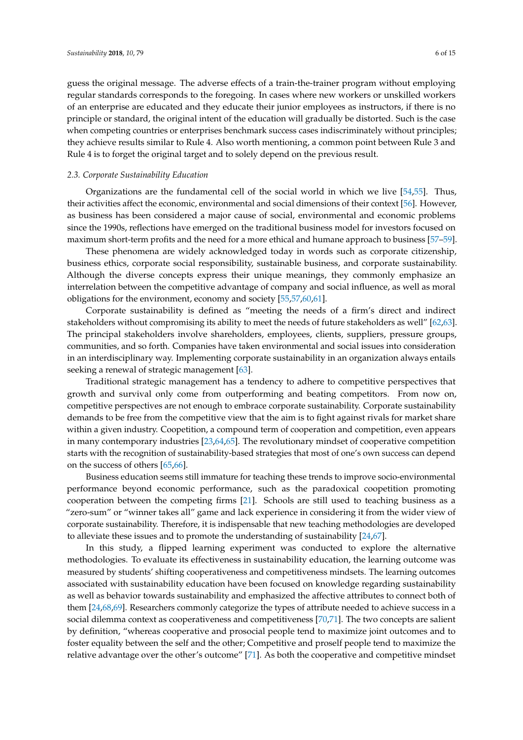guess the original message. The adverse effects of a train-the-trainer program without employing regular standards corresponds to the foregoing. In cases where new workers or unskilled workers of an enterprise are educated and they educate their junior employees as instructors, if there is no principle or standard, the original intent of the education will gradually be distorted. Such is the case when competing countries or enterprises benchmark success cases indiscriminately without principles; they achieve results similar to Rule 4. Also worth mentioning, a common point between Rule 3 and Rule 4 is to forget the original target and to solely depend on the previous result.

### *2.3. Corporate Sustainability Education*

Organizations are the fundamental cell of the social world in which we live [54,55]. Thus, their activities affect the economic, environmental and social dimensions of their context [56]. However, as business has been considered a major cause of social, environmental and economic problems since the 1990s, reflections have emerged on the traditional business model for investors focused on maximum short-term profits and the need for a more ethical and humane approach to business [57–59].

These phenomena are widely acknowledged today in words such as corporate citizenship, business ethics, corporate social responsibility, sustainable business, and corporate sustainability. Although the diverse concepts express their unique meanings, they commonly emphasize an interrelation between the competitive advantage of company and social influence, as well as moral obligations for the environment, economy and society [55,57,60,61].

Corporate sustainability is defined as "meeting the needs of a firm's direct and indirect stakeholders without compromising its ability to meet the needs of future stakeholders as well" [62,63]. The principal stakeholders involve shareholders, employees, clients, suppliers, pressure groups, communities, and so forth. Companies have taken environmental and social issues into consideration in an interdisciplinary way. Implementing corporate sustainability in an organization always entails seeking a renewal of strategic management [63].

Traditional strategic management has a tendency to adhere to competitive perspectives that growth and survival only come from outperforming and beating competitors. From now on, competitive perspectives are not enough to embrace corporate sustainability. Corporate sustainability demands to be free from the competitive view that the aim is to fight against rivals for market share within a given industry. Coopetition, a compound term of cooperation and competition, even appears in many contemporary industries [23,64,65]. The revolutionary mindset of cooperative competition starts with the recognition of sustainability-based strategies that most of one's own success can depend on the success of others [65,66].

Business education seems still immature for teaching these trends to improve socio-environmental performance beyond economic performance, such as the paradoxical coopetition promoting cooperation between the competing firms [21]. Schools are still used to teaching business as a "zero-sum" or "winner takes all" game and lack experience in considering it from the wider view of corporate sustainability. Therefore, it is indispensable that new teaching methodologies are developed to alleviate these issues and to promote the understanding of sustainability [24,67].

In this study, a flipped learning experiment was conducted to explore the alternative methodologies. To evaluate its effectiveness in sustainability education, the learning outcome was measured by students' shifting cooperativeness and competitiveness mindsets. The learning outcomes associated with sustainability education have been focused on knowledge regarding sustainability as well as behavior towards sustainability and emphasized the affective attributes to connect both of them [24,68,69]. Researchers commonly categorize the types of attribute needed to achieve success in a social dilemma context as cooperativeness and competitiveness [70,71]. The two concepts are salient by definition, "whereas cooperative and prosocial people tend to maximize joint outcomes and to foster equality between the self and the other; Competitive and proself people tend to maximize the relative advantage over the other's outcome" [71]. As both the cooperative and competitive mindset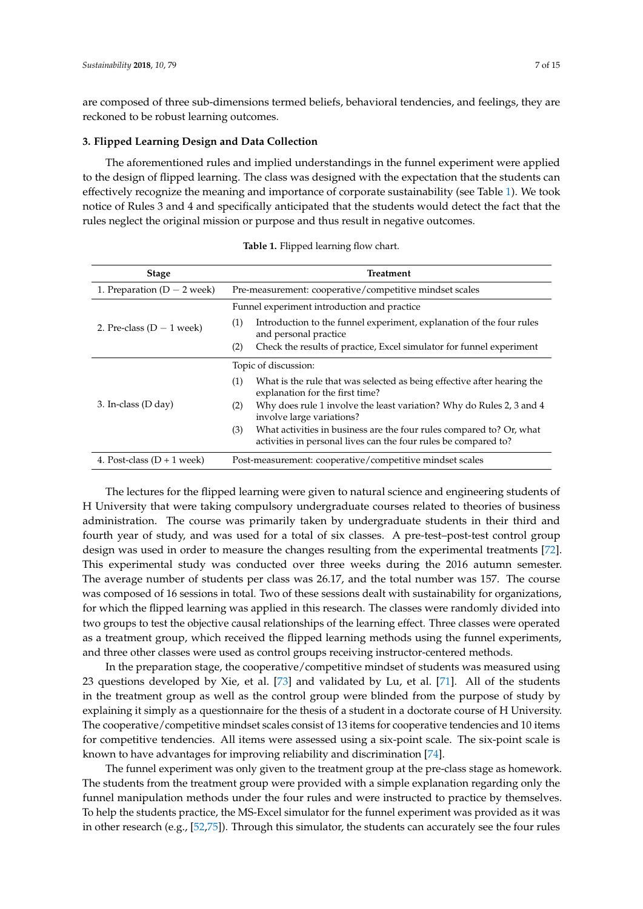are composed of three sub-dimensions termed beliefs, behavioral tendencies, and feelings, they are reckoned to be robust learning outcomes.

## 3. Flipped Learning Design and Data Collection

The aforementioned rules and implied understandings in the funnel experiment were applied to the design of flipped learning. The class was designed with the expectation that the students can effectively recognize the meaning and importance of corporate sustainability (see Table 1). We took notice of Rules 3 and 4 and specifically anticipated that the students would detect the fact that the rules neglect the original mission or purpose and thus result in negative outcomes.

**Table 1.** Flipped learning flow chart.

| Stage | Treatment |
| --- | --- |
| 1. Preparation (D − 2 week) | Pre-measurement: cooperative/competitive mindset scales |
| 2. Pre-class (D − 1 week) | Funnel experiment introduction and practice<br>(1) Introduction to the funnel experiment, explanation of the four rules and personal practice<br>(2) Check the results of practice, Excel simulator for funnel experiment |
| 3. In-class (D day) | Topic of discussion:<br>(1) What is the rule that was selected as being effective after hearing the explanation for the first time?<br>(2) Why does rule 1 involve the least variation? Why do Rules 2, 3 and 4 involve large variations?<br>(3) What activities in business are the four rules compared to? Or, what activities in personal lives can the four rules be compared to? |
| 4. Post-class (D + 1 week) | Post-measurement: cooperative/competitive mindset scales |

The lectures for the flipped learning were given to natural science and engineering students of H University that were taking compulsory undergraduate courses related to theories of business administration. The course was primarily taken by undergraduate students in their third and fourth year of study, and was used for a total of six classes. A pre-test–post-test control group design was used in order to measure the changes resulting from the experimental treatments [72]. This experimental study was conducted over three weeks during the 2016 autumn semester. The average number of students per class was 26.17, and the total number was 157. The course was composed of 16 sessions in total. Two of these sessions dealt with sustainability for organizations, for which the flipped learning was applied in this research. The classes were randomly divided into two groups to test the objective causal relationships of the learning effect. Three classes were operated as a treatment group, which received the flipped learning methods using the funnel experiments, and three other classes were used as control groups receiving instructor-centered methods.

In the preparation stage, the cooperative/competitive mindset of students was measured using 23 questions developed by Xie, et al. [73] and validated by Lu, et al. [71]. All of the students in the treatment group as well as the control group were blinded from the purpose of study by explaining it simply as a questionnaire for the thesis of a student in a doctorate course of H University. The cooperative/competitive mindset scales consist of 13 items for cooperative tendencies and 10 items for competitive tendencies. All items were assessed using a six-point scale. The six-point scale is known to have advantages for improving reliability and discrimination [74].

The funnel experiment was only given to the treatment group at the pre-class stage as homework. The students from the treatment group were provided with a simple explanation regarding only the funnel manipulation methods under the four rules and were instructed to practice by themselves. To help the students practice, the MS-Excel simulator for the funnel experiment was provided as it was in other research (e.g., [52,75]). Through this simulator, the students can accurately see the four rules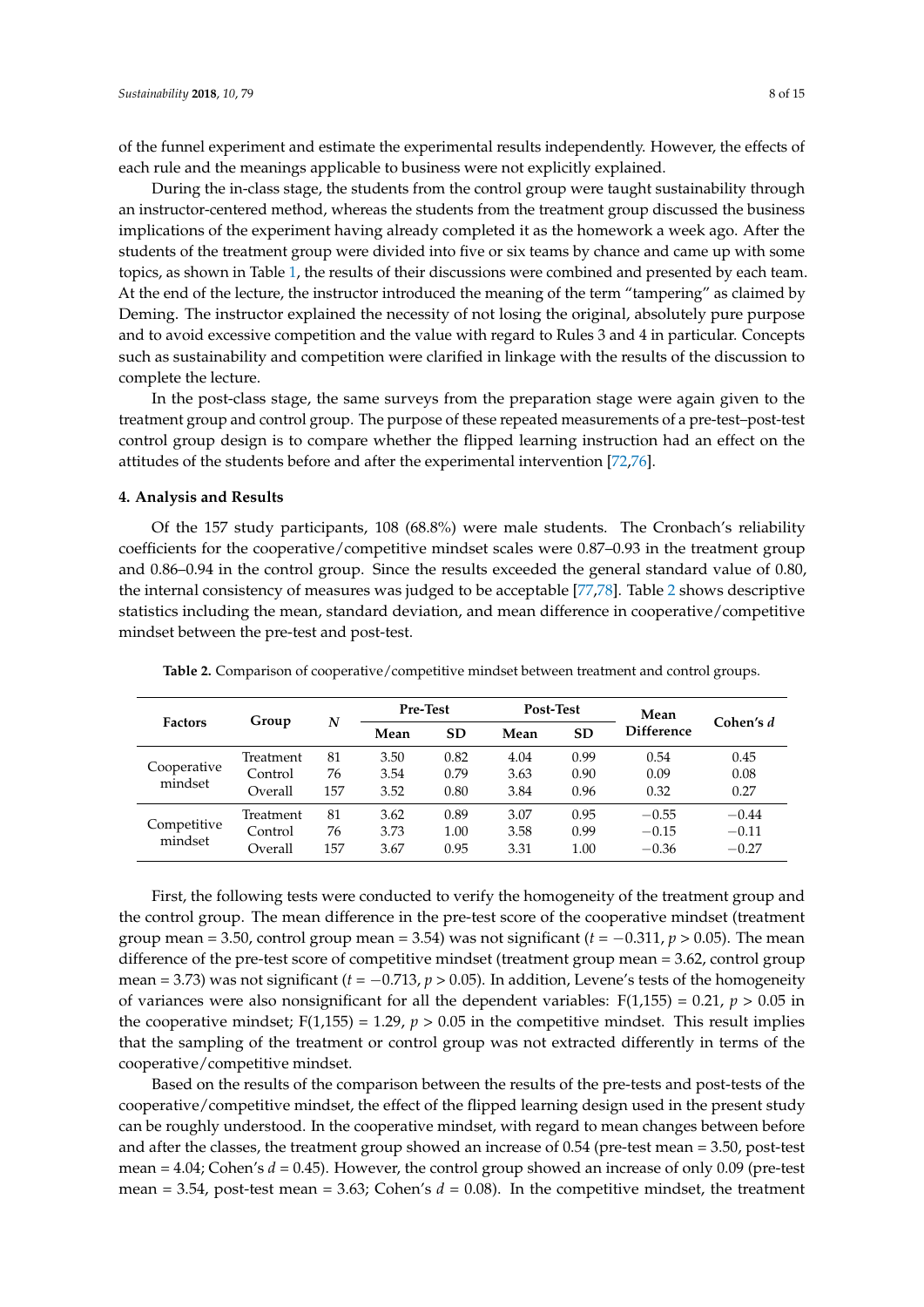of the funnel experiment and estimate the experimental results independently. However, the effects of each rule and the meanings applicable to business were not explicitly explained.

During the in-class stage, the students from the control group were taught sustainability through an instructor-centered method, whereas the students from the treatment group discussed the business implications of the experiment having already completed it as the homework a week ago. After the students of the treatment group were divided into five or six teams by chance and came up with some topics, as shown in Table 1, the results of their discussions were combined and presented by each team. At the end of the lecture, the instructor introduced the meaning of the term "tampering" as claimed by Deming. The instructor explained the necessity of not losing the original, absolutely pure purpose and to avoid excessive competition and the value with regard to Rules 3 and 4 in particular. Concepts such as sustainability and competition were clarified in linkage with the results of the discussion to complete the lecture.

In the post-class stage, the same surveys from the preparation stage were again given to the treatment group and control group. The purpose of these repeated measurements of a pre-test–post-test control group design is to compare whether the flipped learning instruction had an effect on the attitudes of the students before and after the experimental intervention [72,76].

## 4. Analysis and Results

Of the 157 study participants, 108 (68.8%) were male students. The Cronbach's reliability coefficients for the cooperative/competitive mindset scales were 0.87–0.93 in the treatment group and 0.86–0.94 in the control group. Since the results exceeded the general standard value of 0.80, the internal consistency of measures was judged to be acceptable [77,78]. Table 2 shows descriptive statistics including the mean, standard deviation, and mean difference in cooperative/competitive mindset between the pre-test and post-test.

**Table 2.** Comparison of cooperative/competitive mindset between treatment and control groups.

| Factors | Group | *N* | Pre-Test | | Post-Test | | Mean Difference | Cohen's *d* |
|---|---|---|---|---|---|---|---|---|
| | | | Mean | SD | Mean | SD | | |
| Cooperative mindset | Treatment | 81 | 3.50 | 0.82 | 4.04 | 0.99 | 0.54 | 0.45 |
| | Control | 76 | 3.54 | 0.79 | 3.63 | 0.90 | 0.09 | 0.08 |
| | Overall | 157 | 3.52 | 0.80 | 3.84 | 0.96 | 0.32 | 0.27 |
| Competitive mindset | Treatment | 81 | 3.62 | 0.89 | 3.07 | 0.95 | −0.55 | −0.44 |
| | Control | 76 | 3.73 | 1.00 | 3.58 | 0.99 | −0.15 | −0.11 |
| | Overall | 157 | 3.67 | 0.95 | 3.31 | 1.00 | −0.36 | −0.27 |

First, the following tests were conducted to verify the homogeneity of the treatment group and the control group. The mean difference in the pre-test score of the cooperative mindset (treatment group mean = 3.50, control group mean = 3.54) was not significant ($t = -0.311$, $p > 0.05$). The mean difference of the pre-test score of competitive mindset (treatment group mean = 3.62, control group mean = 3.73) was not significant ($t = -0.713$, $p > 0.05$). In addition, Levene's tests of the homogeneity of variances were also nonsignificant for all the dependent variables: $F(1,155) = 0.21$, $p > 0.05$ in the cooperative mindset; $F(1,155) = 1.29$, $p > 0.05$ in the competitive mindset. This result implies that the sampling of the treatment or control group was not extracted differently in terms of the cooperative/competitive mindset.

Based on the results of the comparison between the results of the pre-tests and post-tests of the cooperative/competitive mindset, the effect of the flipped learning design used in the present study can be roughly understood. In the cooperative mindset, with regard to mean changes between before and after the classes, the treatment group showed an increase of 0.54 (pre-test mean = 3.50, post-test mean = 4.04; Cohen's $d = 0.45$). However, the control group showed an increase of only 0.09 (pre-test mean = 3.54, post-test mean = 3.63; Cohen's $d = 0.08$). In the competitive mindset, the treatment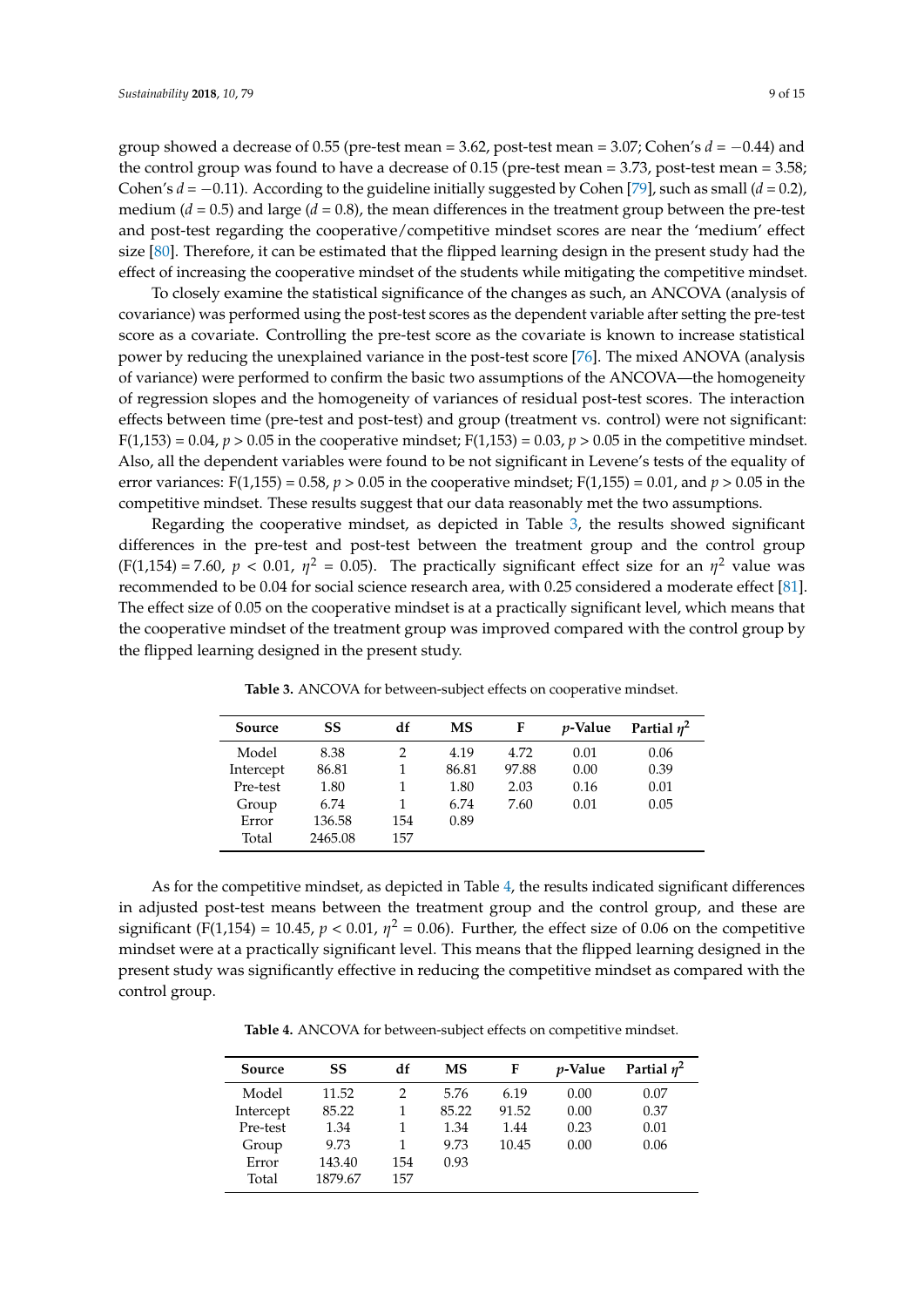group showed a decrease of 0.55 (pre-test mean = 3.62, post-test mean = 3.07; Cohen's $d = -0.44$) and the control group was found to have a decrease of 0.15 (pre-test mean = 3.73, post-test mean = 3.58; Cohen's $d = -0.11$). According to the guideline initially suggested by Cohen [79], such as small ($d = 0.2$), medium ($d = 0.5$) and large ($d = 0.8$), the mean differences in the treatment group between the pre-test and post-test regarding the cooperative/competitive mindset scores are near the 'medium' effect size [80]. Therefore, it can be estimated that the flipped learning design in the present study had the effect of increasing the cooperative mindset of the students while mitigating the competitive mindset.

To closely examine the statistical significance of the changes as such, an ANCOVA (analysis of covariance) was performed using the post-test scores as the dependent variable after setting the pre-test score as a covariate. Controlling the pre-test score as the covariate is known to increase statistical power by reducing the unexplained variance in the post-test score [76]. The mixed ANOVA (analysis of variance) were performed to confirm the basic two assumptions of the ANCOVA—the homogeneity of regression slopes and the homogeneity of variances of residual post-test scores. The interaction effects between time (pre-test and post-test) and group (treatment vs. control) were not significant: $F(1,153) = 0.04$, $p > 0.05$ in the cooperative mindset; $F(1,153) = 0.03$, $p > 0.05$ in the competitive mindset. Also, all the dependent variables were found to be not significant in Levene's tests of the equality of error variances: $F(1,155) = 0.58$, $p > 0.05$ in the cooperative mindset; $F(1,155) = 0.01$, and $p > 0.05$ in the competitive mindset. These results suggest that our data reasonably met the two assumptions.

Regarding the cooperative mindset, as depicted in Table 3, the results showed significant differences in the pre-test and post-test between the treatment group and the control group ($F(1,154) = 7.60$, $p < 0.01$, $\eta^2 = 0.05$). The practically significant effect size for an $\eta^2$ value was recommended to be 0.04 for social science research area, with 0.25 considered a moderate effect [81]. The effect size of 0.05 on the cooperative mindset is at a practically significant level, which means that the cooperative mindset of the treatment group was improved compared with the control group by the flipped learning designed in the present study.

**Table 3.** ANCOVA for between-subject effects on cooperative mindset.

| Source | SS | df | MS | F | $p$-Value | Partial $\eta^2$ |
|---|---|---|---|---|---|---|
| Model | 8.38 | 2 | 4.19 | 4.72 | 0.01 | 0.06 |
| Intercept | 86.81 | 1 | 86.81 | 97.88 | 0.00 | 0.39 |
| Pre-test | 1.80 | 1 | 1.80 | 2.03 | 0.16 | 0.01 |
| Group | 6.74 | 1 | 6.74 | 7.60 | 0.01 | 0.05 |
| Error | 136.58 | 154 | 0.89 | | | |
| Total | 2465.08 | 157 | | | | |

As for the competitive mindset, as depicted in Table 4, the results indicated significant differences in adjusted post-test means between the treatment group and the control group, and these are significant ($F(1,154) = 10.45$, $p < 0.01$, $\eta^2 = 0.06$). Further, the effect size of 0.06 on the competitive mindset were at a practically significant level. This means that the flipped learning designed in the present study was significantly effective in reducing the competitive mindset as compared with the control group.

**Table 4.** ANCOVA for between-subject effects on competitive mindset.

| Source | SS | df | MS | F | $p$-Value | Partial $\eta^2$ |
|---|---|---|---|---|---|---|
| Model | 11.52 | 2 | 5.76 | 6.19 | 0.00 | 0.07 |
| Intercept | 85.22 | 1 | 85.22 | 91.52 | 0.00 | 0.37 |
| Pre-test | 1.34 | 1 | 1.34 | 1.44 | 0.23 | 0.01 |
| Group | 9.73 | 1 | 9.73 | 10.45 | 0.00 | 0.06 |
| Error | 143.40 | 154 | 0.93 | | | |
| Total | 1879.67 | 157 | | | | |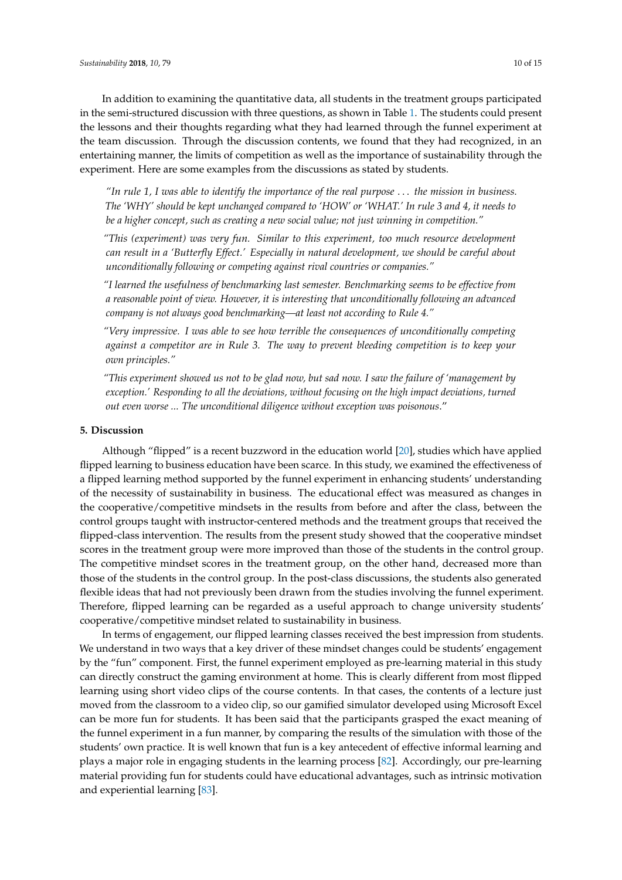In addition to examining the quantitative data, all students in the treatment groups participated in the semi-structured discussion with three questions, as shown in Table 1. The students could present the lessons and their thoughts regarding what they had learned through the funnel experiment at the team discussion. Through the discussion contents, we found that they had recognized, in an entertaining manner, the limits of competition as well as the importance of sustainability through the experiment. Here are some examples from the discussions as stated by students.

> *"In rule 1, I was able to identify the importance of the real purpose . . . the mission in business. The 'WHY' should be kept unchanged compared to 'HOW' or 'WHAT.' In rule 3 and 4, it needs to be a higher concept, such as creating a new social value; not just winning in competition."*

> *"This (experiment) was very fun. Similar to this experiment, too much resource development can result in a 'Butterfly Effect.' Especially in natural development, we should be careful about unconditionally following or competing against rival countries or companies."*

> *"I learned the usefulness of benchmarking last semester. Benchmarking seems to be effective from a reasonable point of view. However, it is interesting that unconditionally following an advanced company is not always good benchmarking—at least not according to Rule 4."*

> *"Very impressive. I was able to see how terrible the consequences of unconditionally competing against a competitor are in Rule 3. The way to prevent bleeding competition is to keep your own principles."*

> *"This experiment showed us not to be glad now, but sad now. I saw the failure of 'management by exception.' Responding to all the deviations, without focusing on the high impact deviations, turned out even worse ... The unconditional diligence without exception was poisonous."*

## 5. Discussion

Although "flipped" is a recent buzzword in the education world [20], studies which have applied flipped learning to business education have been scarce. In this study, we examined the effectiveness of a flipped learning method supported by the funnel experiment in enhancing students' understanding of the necessity of sustainability in business. The educational effect was measured as changes in the cooperative/competitive mindsets in the results from before and after the class, between the control groups taught with instructor-centered methods and the treatment groups that received the flipped-class intervention. The results from the present study showed that the cooperative mindset scores in the treatment group were more improved than those of the students in the control group. The competitive mindset scores in the treatment group, on the other hand, decreased more than those of the students in the control group. In the post-class discussions, the students also generated flexible ideas that had not previously been drawn from the studies involving the funnel experiment. Therefore, flipped learning can be regarded as a useful approach to change university students' cooperative/competitive mindset related to sustainability in business.

In terms of engagement, our flipped learning classes received the best impression from students. We understand in two ways that a key driver of these mindset changes could be students' engagement by the "fun" component. First, the funnel experiment employed as pre-learning material in this study can directly construct the gaming environment at home. This is clearly different from most flipped learning using short video clips of the course contents. In that cases, the contents of a lecture just moved from the classroom to a video clip, so our gamified simulator developed using Microsoft Excel can be more fun for students. It has been said that the participants grasped the exact meaning of the funnel experiment in a fun manner, by comparing the results of the simulation with those of the students' own practice. It is well known that fun is a key antecedent of effective informal learning and plays a major role in engaging students in the learning process [82]. Accordingly, our pre-learning material providing fun for students could have educational advantages, such as intrinsic motivation and experiential learning [83].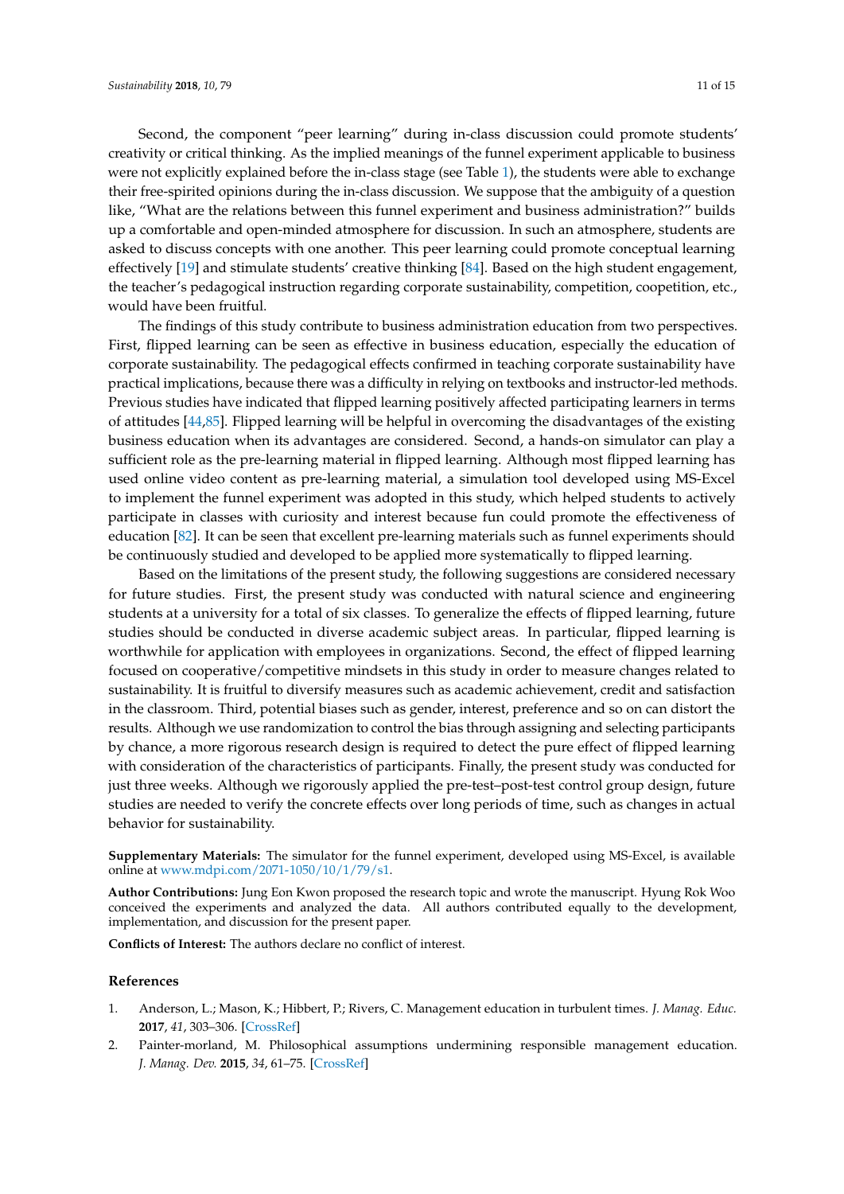Second, the component "peer learning" during in-class discussion could promote students' creativity or critical thinking. As the implied meanings of the funnel experiment applicable to business were not explicitly explained before the in-class stage (see Table 1), the students were able to exchange their free-spirited opinions during the in-class discussion. We suppose that the ambiguity of a question like, "What are the relations between this funnel experiment and business administration?" builds up a comfortable and open-minded atmosphere for discussion. In such an atmosphere, students are asked to discuss concepts with one another. This peer learning could promote conceptual learning effectively [19] and stimulate students' creative thinking [84]. Based on the high student engagement, the teacher's pedagogical instruction regarding corporate sustainability, competition, coopetition, etc., would have been fruitful.

The findings of this study contribute to business administration education from two perspectives. First, flipped learning can be seen as effective in business education, especially the education of corporate sustainability. The pedagogical effects confirmed in teaching corporate sustainability have practical implications, because there was a difficulty in relying on textbooks and instructor-led methods. Previous studies have indicated that flipped learning positively affected participating learners in terms of attitudes [44,85]. Flipped learning will be helpful in overcoming the disadvantages of the existing business education when its advantages are considered. Second, a hands-on simulator can play a sufficient role as the pre-learning material in flipped learning. Although most flipped learning has used online video content as pre-learning material, a simulation tool developed using MS-Excel to implement the funnel experiment was adopted in this study, which helped students to actively participate in classes with curiosity and interest because fun could promote the effectiveness of education [82]. It can be seen that excellent pre-learning materials such as funnel experiments should be continuously studied and developed to be applied more systematically to flipped learning.

Based on the limitations of the present study, the following suggestions are considered necessary for future studies. First, the present study was conducted with natural science and engineering students at a university for a total of six classes. To generalize the effects of flipped learning, future studies should be conducted in diverse academic subject areas. In particular, flipped learning is worthwhile for application with employees in organizations. Second, the effect of flipped learning focused on cooperative/competitive mindsets in this study in order to measure changes related to sustainability. It is fruitful to diversify measures such as academic achievement, credit and satisfaction in the classroom. Third, potential biases such as gender, interest, preference and so on can distort the results. Although we use randomization to control the bias through assigning and selecting participants by chance, a more rigorous research design is required to detect the pure effect of flipped learning with consideration of the characteristics of participants. Finally, the present study was conducted for just three weeks. Although we rigorously applied the pre-test–post-test control group design, future studies are needed to verify the concrete effects over long periods of time, such as changes in actual behavior for sustainability.

**Supplementary Materials:** The simulator for the funnel experiment, developed using MS-Excel, is available online at www.mdpi.com/2071-1050/10/1/79/s1.

**Author Contributions:** Jung Eon Kwon proposed the research topic and wrote the manuscript. Hyung Rok Woo conceived the experiments and analyzed the data. All authors contributed equally to the development, implementation, and discussion for the present paper.

**Conflicts of Interest:** The authors declare no conflict of interest.

## References

1. Anderson, L.; Mason, K.; Hibbert, P.; Rivers, C. Management education in turbulent times. *J. Manag. Educ.* **2017**, *41*, 303–306. [CrossRef]
2. Painter-morland, M. Philosophical assumptions undermining responsible management education. *J. Manag. Dev.* **2015**, *34*, 61–75. [CrossRef]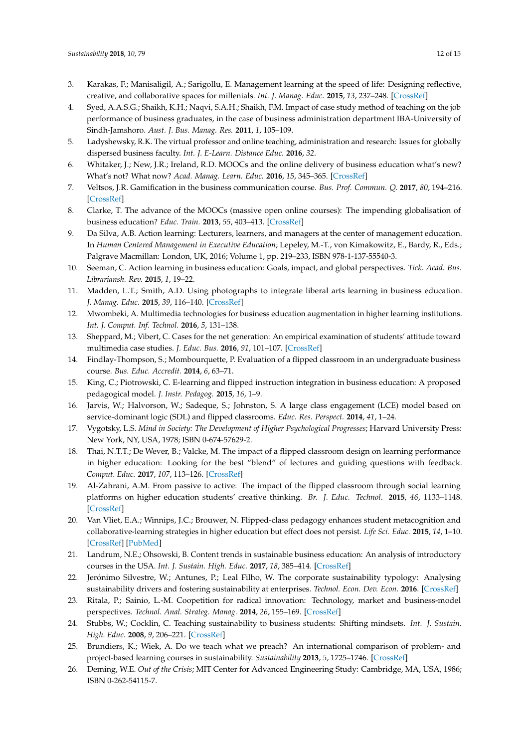3. Karakas, F.; Manisaligil, A.; Sarigollu, E. Management learning at the speed of life: Designing reflective, creative, and collaborative spaces for millenials. *Int. J. Manag. Educ.* **2015**, *13*, 237–248. [CrossRef]
4. Syed, A.A.S.G.; Shaikh, K.H.; Naqvi, S.A.H.; Shaikh, F.M. Impact of case study method of teaching on the job performance of business graduates, in the case of business administration department IBA-University of Sindh-Jamshoro. *Aust. J. Bus. Manag. Res.* **2011**, *1*, 105–109.
5. Ladyshewsky, R.K. The virtual professor and online teaching, administration and research: Issues for globally dispersed business faculty. *Int. J. E-Learn. Distance Educ.* **2016**, *32*.
6. Whitaker, J.; New, J.R.; Ireland, R.D. MOOCs and the online delivery of business education what's new? What's not? What now? *Acad. Manag. Learn. Educ.* **2016**, *15*, 345–365. [CrossRef]
7. Veltsos, J.R. Gamification in the business communication course. *Bus. Prof. Commun. Q.* **2017**, *80*, 194–216. [CrossRef]
8. Clarke, T. The advance of the MOOCs (massive open online courses): The impending globalisation of business education? *Educ. Train.* **2013**, *55*, 403–413. [CrossRef]
9. Da Silva, A.B. Action learning: Lecturers, learners, and managers at the center of management education. In *Human Centered Management in Executive Education*; Lepeley, M.-T., von Kimakowitz, E., Bardy, R., Eds.; Palgrave Macmillan: London, UK, 2016; Volume 1, pp. 219–233, ISBN 978-1-137-55540-3.
10. Seeman, C. Action learning in business education: Goals, impact, and global perspectives. *Tick. Acad. Bus. Librariansh. Rev.* **2015**, *1*, 19–22.
11. Madden, L.T.; Smith, A.D. Using photographs to integrate liberal arts learning in business education. *J. Manag. Educ.* **2015**, *39*, 116–140. [CrossRef]
12. Mwombeki, A. Multimedia technologies for business education augmentation in higher learning institutions. *Int. J. Comput. Inf. Technol.* **2016**, *5*, 131–138.
13. Sheppard, M.; Vibert, C. Cases for the net generation: An empirical examination of students' attitude toward multimedia case studies. *J. Educ. Bus.* **2016**, *91*, 101–107. [CrossRef]
14. Findlay-Thompson, S.; Mombourquette, P. Evaluation of a flipped classroom in an undergraduate business course. *Bus. Educ. Accredit.* **2014**, *6*, 63–71.
15. King, C.; Piotrowski, C. E-learning and flipped instruction integration in business education: A proposed pedagogical model. *J. Instr. Pedagog.* **2015**, *16*, 1–9.
16. Jarvis, W.; Halvorson, W.; Sadeque, S.; Johnston, S. A large class engagement (LCE) model based on service-dominant logic (SDL) and flipped classrooms. *Educ. Res. Perspect.* **2014**, *41*, 1–24.
17. Vygotsky, L.S. *Mind in Society: The Development of Higher Psychological Progresses*; Harvard University Press: New York, NY, USA, 1978; ISBN 0-674-57629-2.
18. Thai, N.T.T.; De Wever, B.; Valcke, M. The impact of a flipped classroom design on learning performance in higher education: Looking for the best "blend" of lectures and guiding questions with feedback. *Comput. Educ.* **2017**, *107*, 113–126. [CrossRef]
19. Al-Zahrani, A.M. From passive to active: The impact of the flipped classroom through social learning platforms on higher education students' creative thinking. *Br. J. Educ. Technol.* **2015**, *46*, 1133–1148. [CrossRef]
20. Van Vliet, E.A.; Winnips, J.C.; Brouwer, N. Flipped-class pedagogy enhances student metacognition and collaborative-learning strategies in higher education but effect does not persist. *Life Sci. Educ.* **2015**, *14*, 1–10. [CrossRef] [PubMed]
21. Landrum, N.E.; Ohsowski, B. Content trends in sustainable business education: An analysis of introductory courses in the USA. *Int. J. Sustain. High. Educ.* **2017**, *18*, 385–414. [CrossRef]
22. Jerónimo Silvestre, W.; Antunes, P.; Leal Filho, W. The corporate sustainability typology: Analysing sustainability drivers and fostering sustainability at enterprises. *Technol. Econ. Dev. Econ.* **2016**. [CrossRef]
23. Ritala, P.; Sainio, L.-M. Coopetition for radical innovation: Technology, market and business-model perspectives. *Technol. Anal. Strateg. Manag.* **2014**, *26*, 155–169. [CrossRef]
24. Stubbs, W.; Cocklin, C. Teaching sustainability to business students: Shifting mindsets. *Int. J. Sustain. High. Educ.* **2008**, *9*, 206–221. [CrossRef]
25. Brundiers, K.; Wiek, A. Do we teach what we preach? An international comparison of problem- and project-based learning courses in sustainability. *Sustainability* **2013**, *5*, 1725–1746. [CrossRef]
26. Deming, W.E. *Out of the Crisis*; MIT Center for Advanced Engineering Study: Cambridge, MA, USA, 1986; ISBN 0-262-54115-7.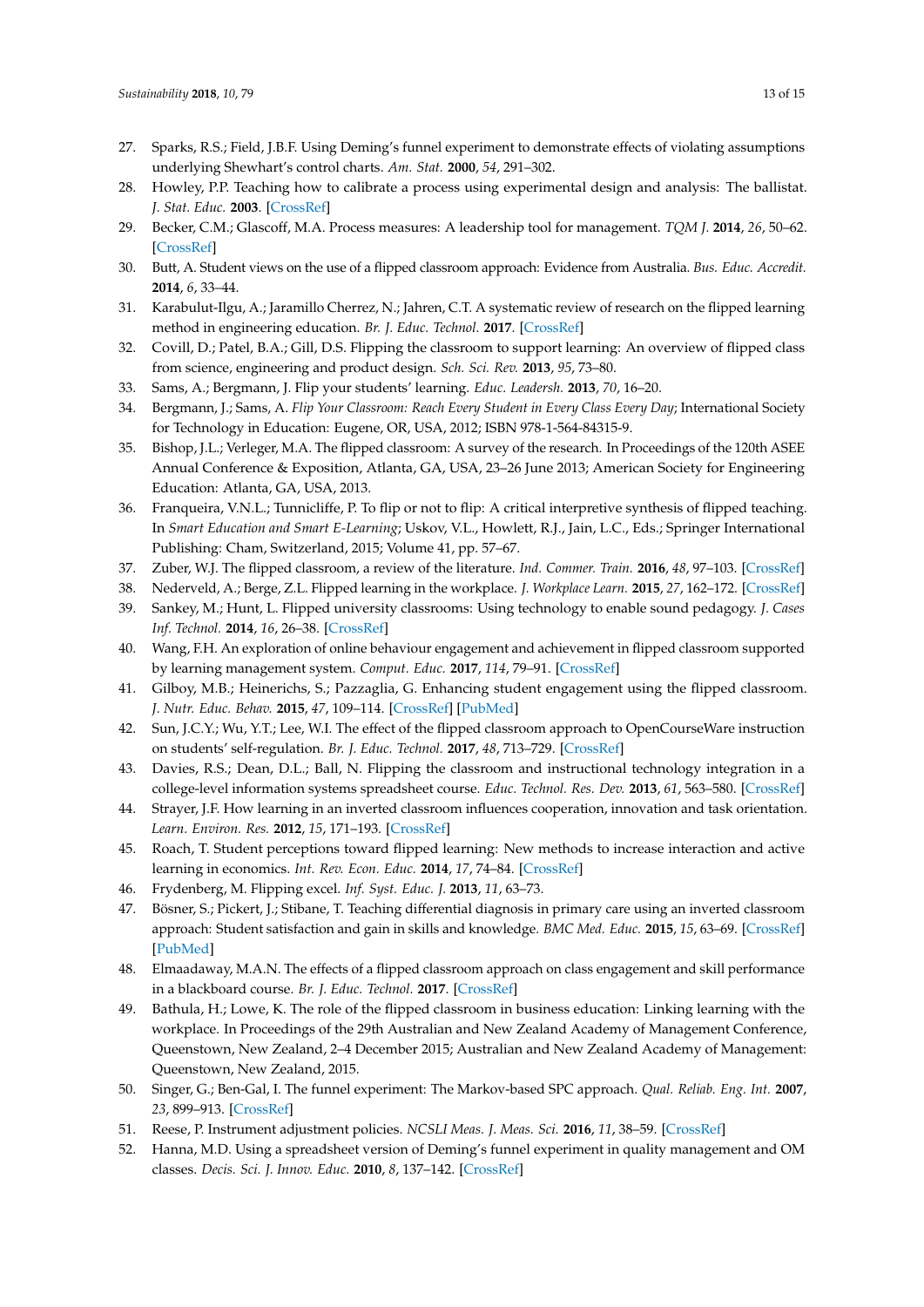27. Sparks, R.S.; Field, J.B.F. Using Deming's funnel experiment to demonstrate effects of violating assumptions underlying Shewhart's control charts. *Am. Stat.* **2000**, *54*, 291–302.
28. Howley, P.P. Teaching how to calibrate a process using experimental design and analysis: The ballistat. *J. Stat. Educ.* **2003**. [CrossRef]
29. Becker, C.M.; Glascoff, M.A. Process measures: A leadership tool for management. *TQM J.* **2014**, *26*, 50–62. [CrossRef]
30. Butt, A. Student views on the use of a flipped classroom approach: Evidence from Australia. *Bus. Educ. Accredit.* **2014**, *6*, 33–44.
31. Karabulut-Ilgu, A.; Jaramillo Cherrez, N.; Jahren, C.T. A systematic review of research on the flipped learning method in engineering education. *Br. J. Educ. Technol.* **2017**. [CrossRef]
32. Covill, D.; Patel, B.A.; Gill, D.S. Flipping the classroom to support learning: An overview of flipped class from science, engineering and product design. *Sch. Sci. Rev.* **2013**, *95*, 73–80.
33. Sams, A.; Bergmann, J. Flip your students' learning. *Educ. Leadersh.* **2013**, *70*, 16–20.
34. Bergmann, J.; Sams, A. *Flip Your Classroom: Reach Every Student in Every Class Every Day*; International Society for Technology in Education: Eugene, OR, USA, 2012; ISBN 978-1-564-84315-9.
35. Bishop, J.L.; Verleger, M.A. The flipped classroom: A survey of the research. In Proceedings of the 120th ASEE Annual Conference & Exposition, Atlanta, GA, USA, 23–26 June 2013; American Society for Engineering Education: Atlanta, GA, USA, 2013.
36. Franqueira, V.N.L.; Tunnicliffe, P. To flip or not to flip: A critical interpretive synthesis of flipped teaching. In *Smart Education and Smart E-Learning*; Uskov, V.L., Howlett, R.J., Jain, L.C., Eds.; Springer International Publishing: Cham, Switzerland, 2015; Volume 41, pp. 57–67.
37. Zuber, W.J. The flipped classroom, a review of the literature. *Ind. Commer. Train.* **2016**, *48*, 97–103. [CrossRef]
38. Nederveld, A.; Berge, Z.L. Flipped learning in the workplace. *J. Workplace Learn.* **2015**, *27*, 162–172. [CrossRef]
39. Sankey, M.; Hunt, L. Flipped university classrooms: Using technology to enable sound pedagogy. *J. Cases Inf. Technol.* **2014**, *16*, 26–38. [CrossRef]
40. Wang, F.H. An exploration of online behaviour engagement and achievement in flipped classroom supported by learning management system. *Comput. Educ.* **2017**, *114*, 79–91. [CrossRef]
41. Gilboy, M.B.; Heinerichs, S.; Pazzaglia, G. Enhancing student engagement using the flipped classroom. *J. Nutr. Educ. Behav.* **2015**, *47*, 109–114. [CrossRef] [PubMed]
42. Sun, J.C.Y.; Wu, Y.T.; Lee, W.I. The effect of the flipped classroom approach to OpenCourseWare instruction on students' self-regulation. *Br. J. Educ. Technol.* **2017**, *48*, 713–729. [CrossRef]
43. Davies, R.S.; Dean, D.L.; Ball, N. Flipping the classroom and instructional technology integration in a college-level information systems spreadsheet course. *Educ. Technol. Res. Dev.* **2013**, *61*, 563–580. [CrossRef]
44. Strayer, J.F. How learning in an inverted classroom influences cooperation, innovation and task orientation. *Learn. Environ. Res.* **2012**, *15*, 171–193. [CrossRef]
45. Roach, T. Student perceptions toward flipped learning: New methods to increase interaction and active learning in economics. *Int. Rev. Econ. Educ.* **2014**, *17*, 74–84. [CrossRef]
46. Frydenberg, M. Flipping excel. *Inf. Syst. Educ. J.* **2013**, *11*, 63–73.
47. Bösner, S.; Pickert, J.; Stibane, T. Teaching differential diagnosis in primary care using an inverted classroom approach: Student satisfaction and gain in skills and knowledge. *BMC Med. Educ.* **2015**, *15*, 63–69. [CrossRef] [PubMed]
48. Elmaadaway, M.A.N. The effects of a flipped classroom approach on class engagement and skill performance in a blackboard course. *Br. J. Educ. Technol.* **2017**. [CrossRef]
49. Bathula, H.; Lowe, K. The role of the flipped classroom in business education: Linking learning with the workplace. In Proceedings of the 29th Australian and New Zealand Academy of Management Conference, Queenstown, New Zealand, 2–4 December 2015; Australian and New Zealand Academy of Management: Queenstown, New Zealand, 2015.
50. Singer, G.; Ben-Gal, I. The funnel experiment: The Markov-based SPC approach. *Qual. Reliab. Eng. Int.* **2007**, *23*, 899–913. [CrossRef]
51. Reese, P. Instrument adjustment policies. *NCSLI Meas. J. Meas. Sci.* **2016**, *11*, 38–59. [CrossRef]
52. Hanna, M.D. Using a spreadsheet version of Deming's funnel experiment in quality management and OM classes. *Decis. Sci. J. Innov. Educ.* **2010**, *8*, 137–142. [CrossRef]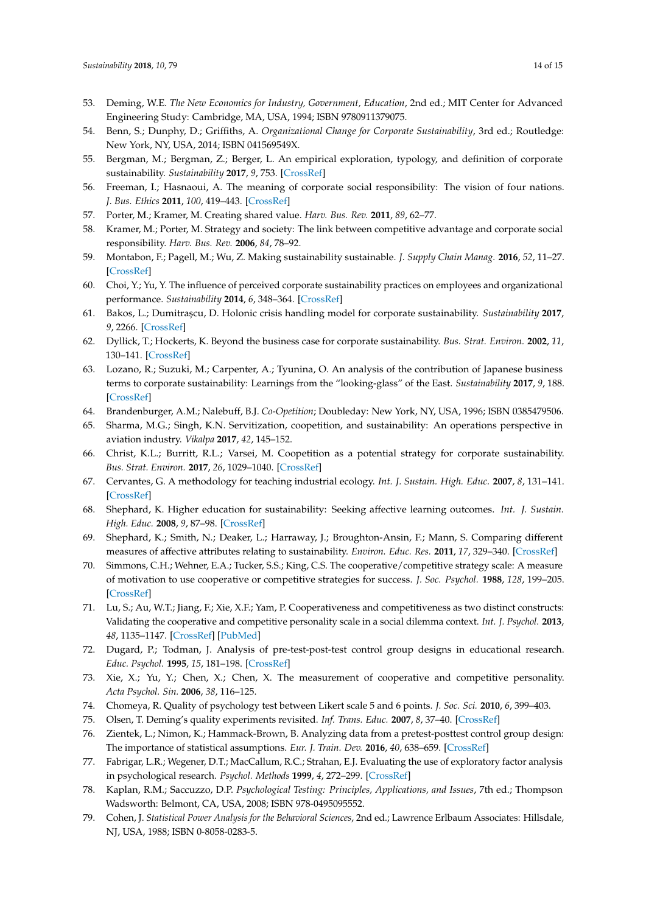53. Deming, W.E. *The New Economics for Industry, Government, Education*, 2nd ed.; MIT Center for Advanced Engineering Study: Cambridge, MA, USA, 1994; ISBN 9780911379075.
54. Benn, S.; Dunphy, D.; Griffiths, A. *Organizational Change for Corporate Sustainability*, 3rd ed.; Routledge: New York, NY, USA, 2014; ISBN 041569549X.
55. Bergman, M.; Bergman, Z.; Berger, L. An empirical exploration, typology, and definition of corporate sustainability. *Sustainability* **2017**, *9*, 753. [CrossRef]
56. Freeman, I.; Hasnaoui, A. The meaning of corporate social responsibility: The vision of four nations. *J. Bus. Ethics* **2011**, *100*, 419–443. [CrossRef]
57. Porter, M.; Kramer, M. Creating shared value. *Harv. Bus. Rev.* **2011**, *89*, 62–77.
58. Kramer, M.; Porter, M. Strategy and society: The link between competitive advantage and corporate social responsibility. *Harv. Bus. Rev.* **2006**, *84*, 78–92.
59. Montabon, F.; Pagell, M.; Wu, Z. Making sustainability sustainable. *J. Supply Chain Manag.* **2016**, *52*, 11–27. [CrossRef]
60. Choi, Y.; Yu, Y. The influence of perceived corporate sustainability practices on employees and organizational performance. *Sustainability* **2014**, *6*, 348–364. [CrossRef]
61. Bakos, L.; Dumitrașcu, D. Holonic crisis handling model for corporate sustainability. *Sustainability* **2017**, *9*, 2266. [CrossRef]
62. Dyllick, T.; Hockerts, K. Beyond the business case for corporate sustainability. *Bus. Strat. Environ.* **2002**, *11*, 130–141. [CrossRef]
63. Lozano, R.; Suzuki, M.; Carpenter, A.; Tyunina, O. An analysis of the contribution of Japanese business terms to corporate sustainability: Learnings from the "looking-glass" of the East. *Sustainability* **2017**, *9*, 188. [CrossRef]
64. Brandenburger, A.M.; Nalebuff, B.J. *Co-Opetition*; Doubleday: New York, NY, USA, 1996; ISBN 0385479506.
65. Sharma, M.G.; Singh, K.N. Servitization, coopetition, and sustainability: An operations perspective in aviation industry. *Vikalpa* **2017**, *42*, 145–152.
66. Christ, K.L.; Burritt, R.L.; Varsei, M. Coopetition as a potential strategy for corporate sustainability. *Bus. Strat. Environ.* **2017**, *26*, 1029–1040. [CrossRef]
67. Cervantes, G. A methodology for teaching industrial ecology. *Int. J. Sustain. High. Educ.* **2007**, *8*, 131–141. [CrossRef]
68. Shephard, K. Higher education for sustainability: Seeking affective learning outcomes. *Int. J. Sustain. High. Educ.* **2008**, *9*, 87–98. [CrossRef]
69. Shephard, K.; Smith, N.; Deaker, L.; Harraway, J.; Broughton-Ansin, F.; Mann, S. Comparing different measures of affective attributes relating to sustainability. *Environ. Educ. Res.* **2011**, *17*, 329–340. [CrossRef]
70. Simmons, C.H.; Wehner, E.A.; Tucker, S.S.; King, C.S. The cooperative/competitive strategy scale: A measure of motivation to use cooperative or competitive strategies for success. *J. Soc. Psychol.* **1988**, *128*, 199–205. [CrossRef]
71. Lu, S.; Au, W.T.; Jiang, F.; Xie, X.F.; Yam, P. Cooperativeness and competitiveness as two distinct constructs: Validating the cooperative and competitive personality scale in a social dilemma context. *Int. J. Psychol.* **2013**, *48*, 1135–1147. [CrossRef] [PubMed]
72. Dugard, P.; Todman, J. Analysis of pre-test-post-test control group designs in educational research. *Educ. Psychol.* **1995**, *15*, 181–198. [CrossRef]
73. Xie, X.; Yu, Y.; Chen, X.; Chen, X. The measurement of cooperative and competitive personality. *Acta Psychol. Sin.* **2006**, *38*, 116–125.
74. Chomeya, R. Quality of psychology test between Likert scale 5 and 6 points. *J. Soc. Sci.* **2010**, *6*, 399–403.
75. Olsen, T. Deming's quality experiments revisited. *Inf. Trans. Educ.* **2007**, *8*, 37–40. [CrossRef]
76. Zientek, L.; Nimon, K.; Hammack-Brown, B. Analyzing data from a pretest-posttest control group design: The importance of statistical assumptions. *Eur. J. Train. Dev.* **2016**, *40*, 638–659. [CrossRef]
77. Fabrigar, L.R.; Wegener, D.T.; MacCallum, R.C.; Strahan, E.J. Evaluating the use of exploratory factor analysis in psychological research. *Psychol. Methods* **1999**, *4*, 272–299. [CrossRef]
78. Kaplan, R.M.; Saccuzzo, D.P. *Psychological Testing: Principles, Applications, and Issues*, 7th ed.; Thompson Wadsworth: Belmont, CA, USA, 2008; ISBN 978-0495095552.
79. Cohen, J. *Statistical Power Analysis for the Behavioral Sciences*, 2nd ed.; Lawrence Erlbaum Associates: Hillsdale, NJ, USA, 1988; ISBN 0-8058-0283-5.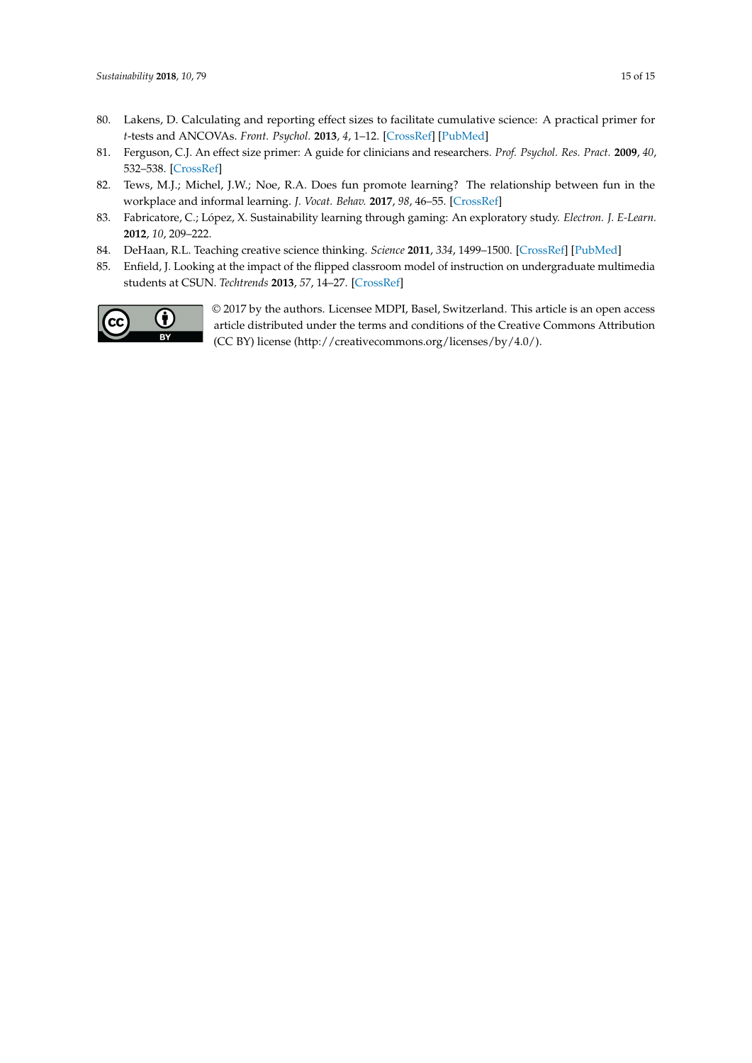80. Lakens, D. Calculating and reporting effect sizes to facilitate cumulative science: A practical primer for *t*-tests and ANCOVAs. *Front. Psychol.* **2013**, *4*, 1–12. [CrossRef] [PubMed]
81. Ferguson, C.J. An effect size primer: A guide for clinicians and researchers. *Prof. Psychol. Res. Pract.* **2009**, *40*, 532–538. [CrossRef]
82. Tews, M.J.; Michel, J.W.; Noe, R.A. Does fun promote learning? The relationship between fun in the workplace and informal learning. *J. Vocat. Behav.* **2017**, *98*, 46–55. [CrossRef]
83. Fabricatore, C.; López, X. Sustainability learning through gaming: An exploratory study. *Electron. J. E-Learn.* **2012**, *10*, 209–222.
84. DeHaan, R.L. Teaching creative science thinking. *Science* **2011**, *334*, 1499–1500. [CrossRef] [PubMed]
85. Enfield, J. Looking at the impact of the flipped classroom model of instruction on undergraduate multimedia students at CSUN. *Techtrends* **2013**, *57*, 14–27. [CrossRef]

© 2017 by the authors. Licensee MDPI, Basel, Switzerland. This article is an open access article distributed under the terms and conditions of the Creative Commons Attribution (CC BY) license (http://creativecommons.org/licenses/by/4.0/).